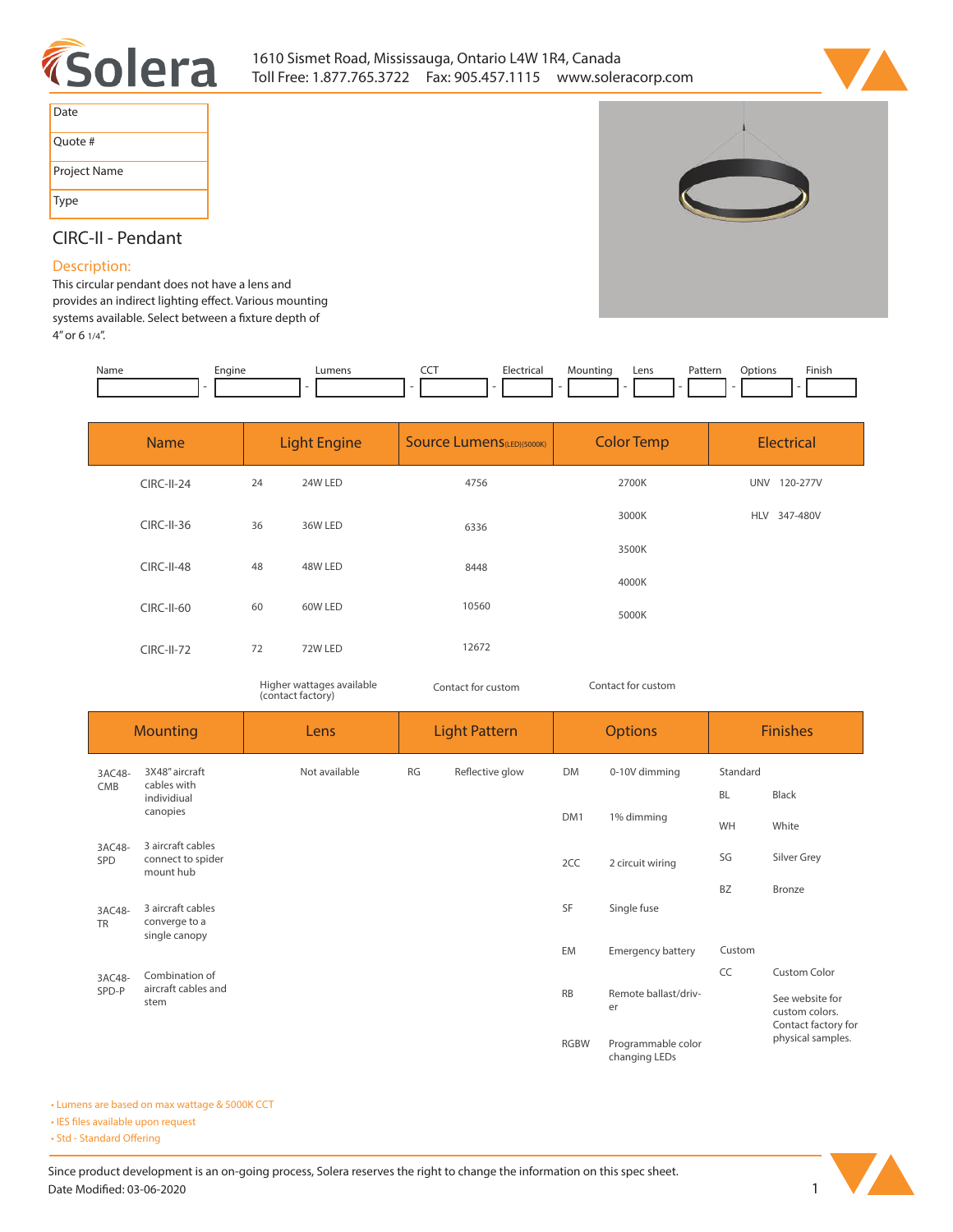Solera

1610 Sismet Road, Mississauga, Ontario L4W 1R4, Canada
Toll Free: 1.877.765.3722 Fax: 905.457.1115 www.soleracorp.com

| Date |
|---|
| Quote # |
| Project Name |
| Type |

## CIRC-II - Pendant

### Description:

This circular pendant does not have a lens and provides an indirect lighting effect. Various mounting systems available. Select between a fixture depth of 4" or 6 1/4".

| Name | Engine | Lumens | CCT | Electrical | Mounting | Lens | Pattern | Options | Finish |
|---|---|---|---|---|---|---|---|---|---|
| | | | | | | | | | |

| Name | Light Engine | | Source Lumens (LED)(5000K) | Color Temp | Electrical | |
|---|---|---|---|---|---|---|
| CIRC-II-24 | 24 | 24W LED | 4756 | 2700K | UNV | 120-277V |
| CIRC-II-36 | 36 | 36W LED | 6336 | 3000K | HLV | 347-480V |
| CIRC-II-48 | 48 | 48W LED | 8448 | 3500K | | |
| CIRC-II-60 | 60 | 60W LED | 10560 | 4000K | | |
| CIRC-II-72 | 72 | 72W LED | 12672 | 5000K | | |
| | Higher wattages available (contact factory) | | Contact for custom | Contact for custom | | |

| Mounting | | Lens | Light Pattern | | Options | | Finishes | |
|---|---|---|---|---|---|---|---|---|
| 3AC48-CMB | 3X48" aircraft cables with individiual canopies | Not available | RG | Reflective glow | DM | 0-10V dimming | Standard | |
| | | | | | | | BL | Black |
| | | | | | DM1 | 1% dimming | WH | White |
| 3AC48-SPD | 3 aircraft cables connect to spider mount hub | | | | 2CC | 2 circuit wiring | SG | Silver Grey |
| | | | | | | | BZ | Bronze |
| 3AC48-TR | 3 aircraft cables converge to a single canopy | | | | SF | Single fuse | | |
| | | | | | EM | Emergency battery | Custom | |
| 3AC48-SPD-P | Combination of aircraft cables and stem | | | | | | CC | Custom Color |
| | | | | | RB | Remote ballast/driver | | See website for custom colors. Contact factory for physical samples. |
| | | | | | RGBW | Programmable color changing LEDs | | |

- Lumens are based on max wattage & 5000K CCT
- IES files available upon request
- Std - Standard Offering

Since product development is an on-going process, Solera reserves the right to change the information on this spec sheet.
Date Modified: 03-06-2020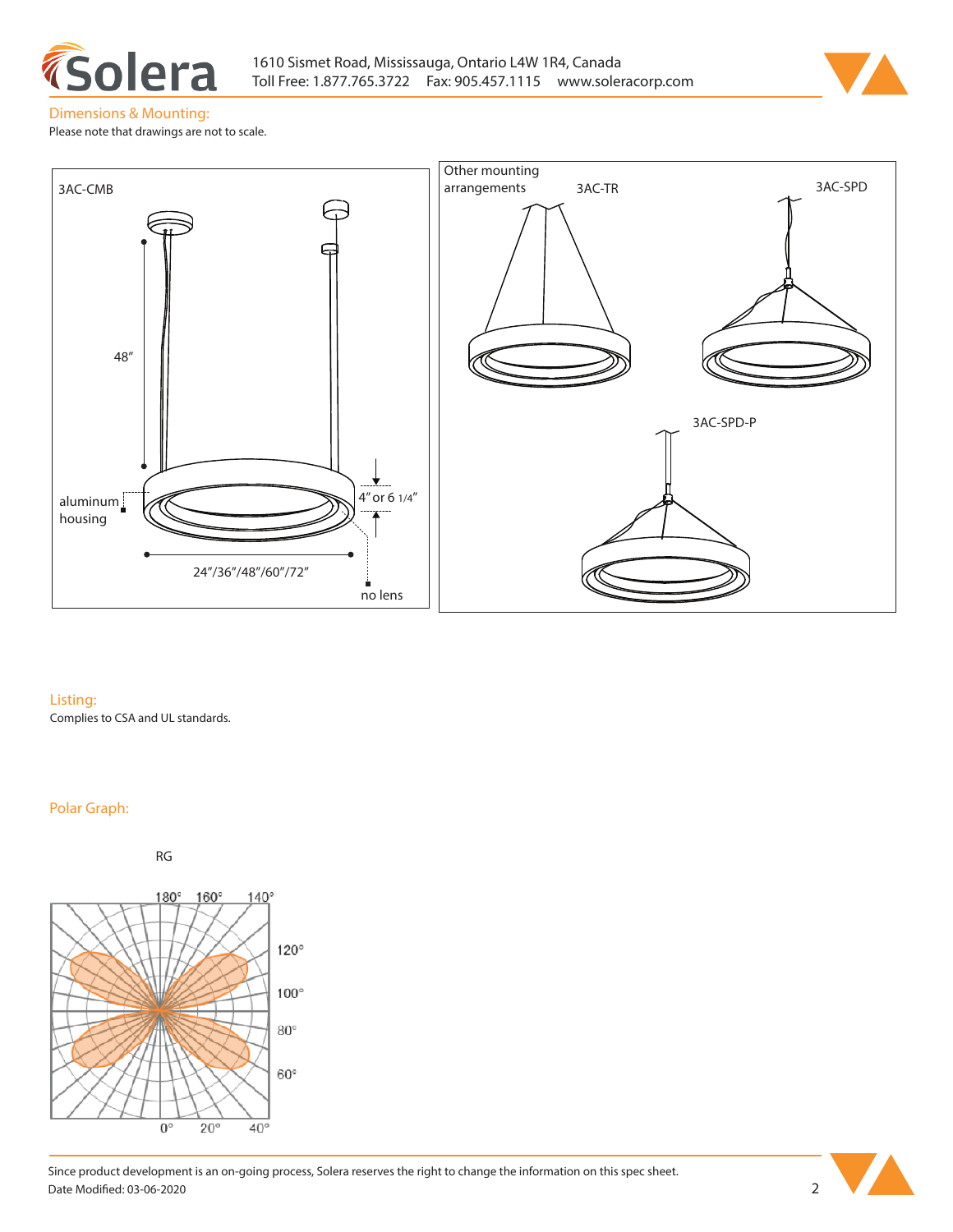1610 Sismet Road, Mississauga, Ontario L4W 1R4, Canada
Toll Free: 1.877.765.3722 Fax: 905.457.1115 www.soleracorp.com

## Dimensions & Mounting:

Please note that drawings are not to scale.

3AC-CMB

48″

aluminum housing

4″ or 6 1/4″

24″/36″/48″/60″/72″

no lens

Other mounting arrangements

3AC-TR

3AC-SPD

3AC-SPD-P

## Listing:

Complies to CSA and UL standards.

## Polar Graph:

RG

180° 160° 140°

120°

100°

80°

60°

0° 20° 40°

Since product development is an on-going process, Solera reserves the right to change the information on this spec sheet.
Date Modified: 03-06-2020